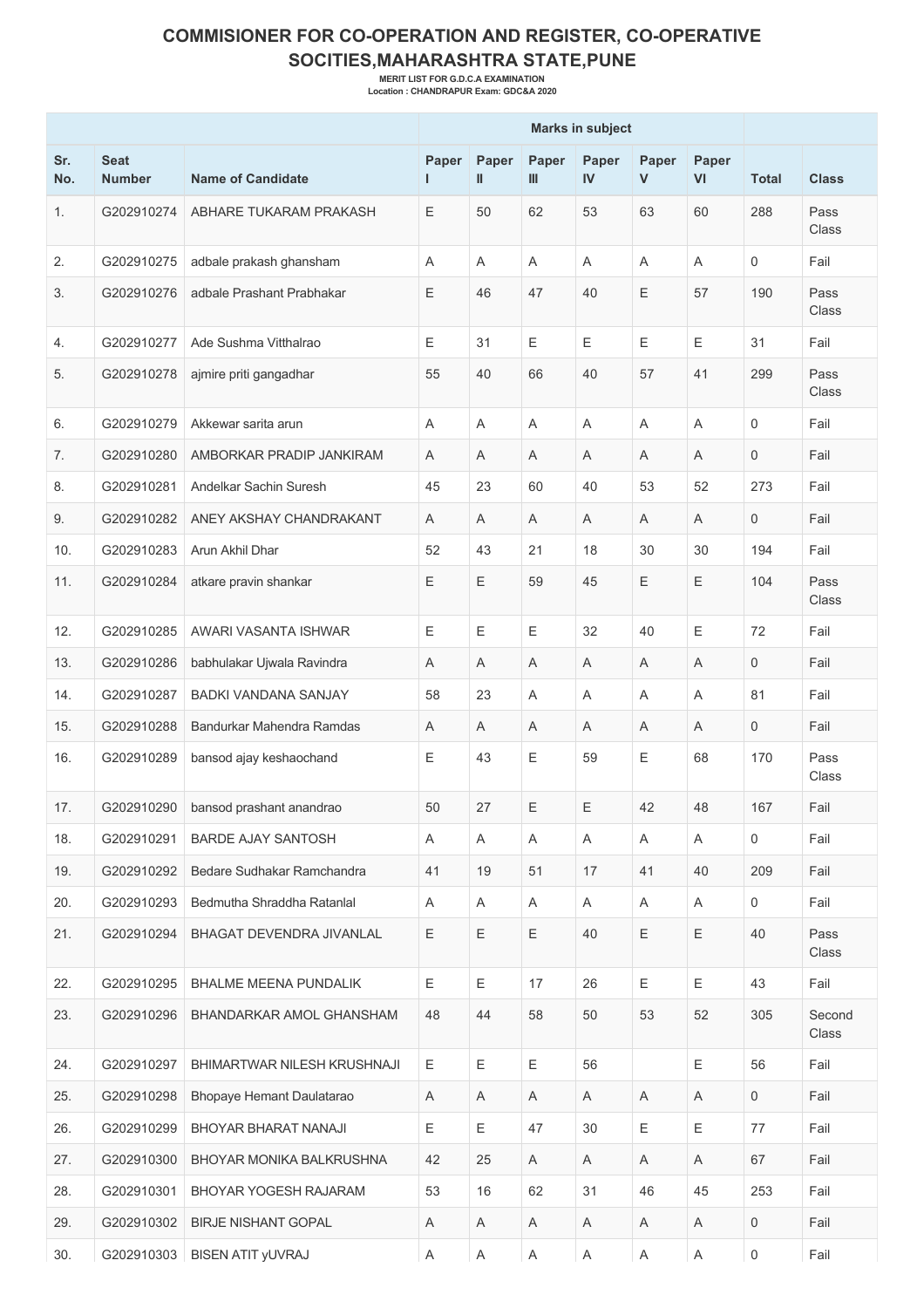# COMMISIONER FOR CO-OPERATION AND REGISTER, CO-OPERATIVE SOCITIES,MAHARASHTRA STATE,PUNE

**MERIT LIST FOR G.D.C.A EXAMINATION**

**Location : CHANDRAPUR Exam: GDC&A 2020**

| | | | Marks in subject | | | | | | | |
|---|---|---|---|---|---|---|---|---|---|---|
| Sr. No. | Seat Number | Name of Candidate | Paper I | Paper II | Paper III | Paper IV | Paper V | Paper VI | Total | Class |
| 1. | G202910274 | ABHARE TUKARAM PRAKASH | E | 50 | 62 | 53 | 63 | 60 | 288 | Pass Class |
| 2. | G202910275 | adbale prakash ghansham | A | A | A | A | A | A | 0 | Fail |
| 3. | G202910276 | adbale Prashant Prabhakar | E | 46 | 47 | 40 | E | 57 | 190 | Pass Class |
| 4. | G202910277 | Ade Sushma Vitthalrao | E | 31 | E | E | E | E | 31 | Fail |
| 5. | G202910278 | ajmire priti gangadhar | 55 | 40 | 66 | 40 | 57 | 41 | 299 | Pass Class |
| 6. | G202910279 | Akkewar sarita arun | A | A | A | A | A | A | 0 | Fail |
| 7. | G202910280 | AMBORKAR PRADIP JANKIRAM | A | A | A | A | A | A | 0 | Fail |
| 8. | G202910281 | Andelkar Sachin Suresh | 45 | 23 | 60 | 40 | 53 | 52 | 273 | Fail |
| 9. | G202910282 | ANEY AKSHAY CHANDRAKANT | A | A | A | A | A | A | 0 | Fail |
| 10. | G202910283 | Arun Akhil Dhar | 52 | 43 | 21 | 18 | 30 | 30 | 194 | Fail |
| 11. | G202910284 | atkare pravin shankar | E | E | 59 | 45 | E | E | 104 | Pass Class |
| 12. | G202910285 | AWARI VASANTA ISHWAR | E | E | E | 32 | 40 | E | 72 | Fail |
| 13. | G202910286 | babhulakar Ujwala Ravindra | A | A | A | A | A | A | 0 | Fail |
| 14. | G202910287 | BADKI VANDANA SANJAY | 58 | 23 | A | A | A | A | 81 | Fail |
| 15. | G202910288 | Bandurkar Mahendra Ramdas | A | A | A | A | A | A | 0 | Fail |
| 16. | G202910289 | bansod ajay keshaochand | E | 43 | E | 59 | E | 68 | 170 | Pass Class |
| 17. | G202910290 | bansod prashant anandrao | 50 | 27 | E | E | 42 | 48 | 167 | Fail |
| 18. | G202910291 | BARDE AJAY SANTOSH | A | A | A | A | A | A | 0 | Fail |
| 19. | G202910292 | Bedare Sudhakar Ramchandra | 41 | 19 | 51 | 17 | 41 | 40 | 209 | Fail |
| 20. | G202910293 | Bedmutha Shraddha Ratanlal | A | A | A | A | A | A | 0 | Fail |
| 21. | G202910294 | BHAGAT DEVENDRA JIVANLAL | E | E | E | 40 | E | E | 40 | Pass Class |
| 22. | G202910295 | BHALME MEENA PUNDALIK | E | E | 17 | 26 | E | E | 43 | Fail |
| 23. | G202910296 | BHANDARKAR AMOL GHANSHAM | 48 | 44 | 58 | 50 | 53 | 52 | 305 | Second Class |
| 24. | G202910297 | BHIMARTWAR NILESH KRUSHNAJI | E | E | E | 56 | | E | 56 | Fail |
| 25. | G202910298 | Bhopaye Hemant Daulatarao | A | A | A | A | A | A | 0 | Fail |
| 26. | G202910299 | BHOYAR BHARAT NANAJI | E | E | 47 | 30 | E | E | 77 | Fail |
| 27. | G202910300 | BHOYAR MONIKA BALKRUSHNA | 42 | 25 | A | A | A | A | 67 | Fail |
| 28. | G202910301 | BHOYAR YOGESH RAJARAM | 53 | 16 | 62 | 31 | 46 | 45 | 253 | Fail |
| 29. | G202910302 | BIRJE NISHANT GOPAL | A | A | A | A | A | A | 0 | Fail |
| 30. | G202910303 | BISEN ATIT yUVRAJ | A | A | A | A | A | A | 0 | Fail |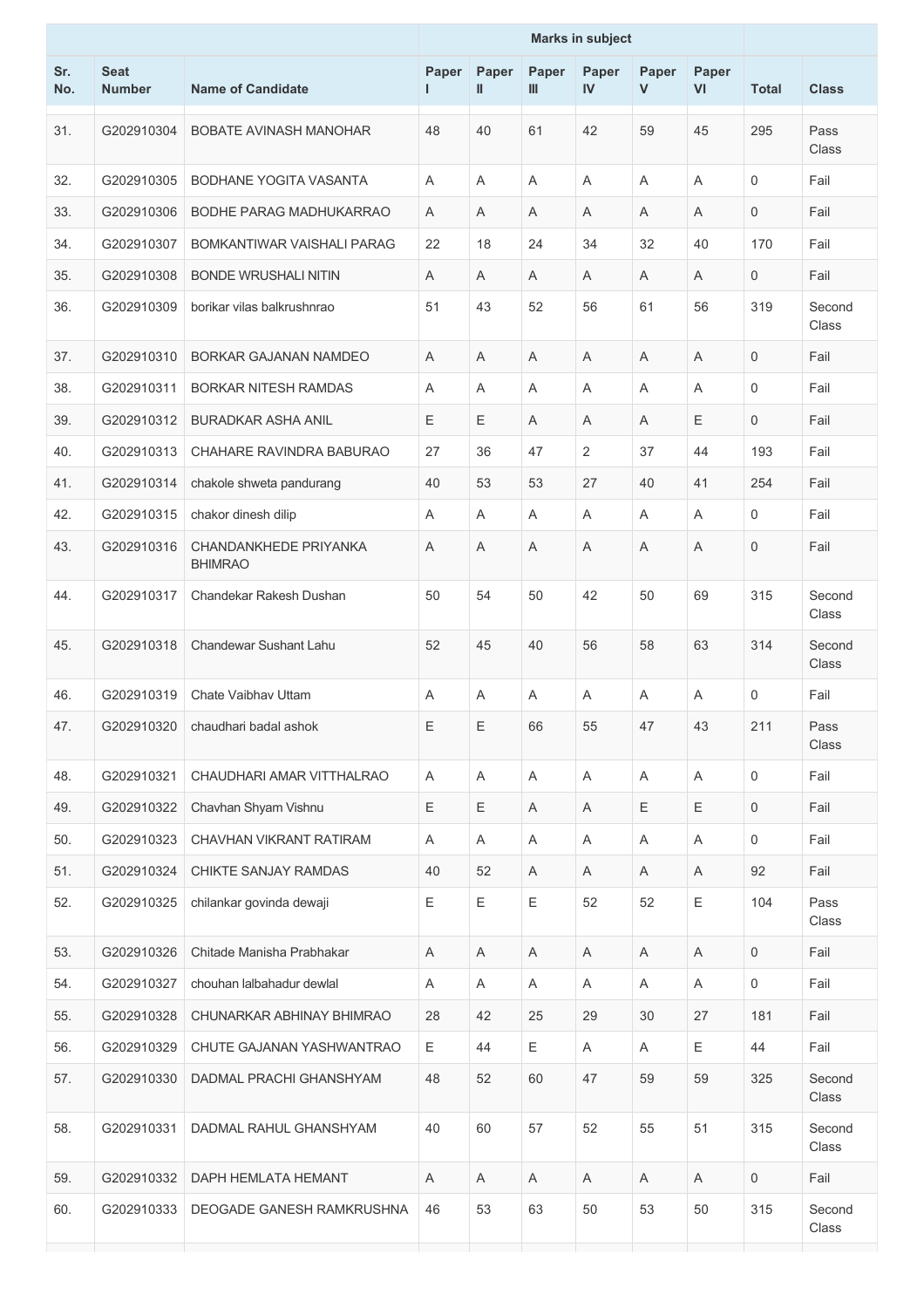| Sr. No. | Seat Number | Name of Candidate | Marks in subject | | | | | | Total | Class |
|---|---|---|---|---|---|---|---|---|---|---|
| | | | Paper I | Paper II | Paper III | Paper IV | Paper V | Paper VI | | |
| 31. | G202910304 | BOBATE AVINASH MANOHAR | 48 | 40 | 61 | 42 | 59 | 45 | 295 | Pass Class |
| 32. | G202910305 | BODHANE YOGITA VASANTA | A | A | A | A | A | A | 0 | Fail |
| 33. | G202910306 | BODHE PARAG MADHUKARRAO | A | A | A | A | A | A | 0 | Fail |
| 34. | G202910307 | BOMKANTIWAR VAISHALI PARAG | 22 | 18 | 24 | 34 | 32 | 40 | 170 | Fail |
| 35. | G202910308 | BONDE WRUSHALI NITIN | A | A | A | A | A | A | 0 | Fail |
| 36. | G202910309 | borikar vilas balkrushnrao | 51 | 43 | 52 | 56 | 61 | 56 | 319 | Second Class |
| 37. | G202910310 | BORKAR GAJANAN NAMDEO | A | A | A | A | A | A | 0 | Fail |
| 38. | G202910311 | BORKAR NITESH RAMDAS | A | A | A | A | A | A | 0 | Fail |
| 39. | G202910312 | BURADKAR ASHA ANIL | E | E | A | A | A | E | 0 | Fail |
| 40. | G202910313 | CHAHARE RAVINDRA BABURAO | 27 | 36 | 47 | 2 | 37 | 44 | 193 | Fail |
| 41. | G202910314 | chakole shweta pandurang | 40 | 53 | 53 | 27 | 40 | 41 | 254 | Fail |
| 42. | G202910315 | chakor dinesh dilip | A | A | A | A | A | A | 0 | Fail |
| 43. | G202910316 | CHANDANKHEDE PRIYANKA BHIMRAO | A | A | A | A | A | A | 0 | Fail |
| 44. | G202910317 | Chandekar Rakesh Dushan | 50 | 54 | 50 | 42 | 50 | 69 | 315 | Second Class |
| 45. | G202910318 | Chandewar Sushant Lahu | 52 | 45 | 40 | 56 | 58 | 63 | 314 | Second Class |
| 46. | G202910319 | Chate Vaibhav Uttam | A | A | A | A | A | A | 0 | Fail |
| 47. | G202910320 | chaudhari badal ashok | E | E | 66 | 55 | 47 | 43 | 211 | Pass Class |
| 48. | G202910321 | CHAUDHARI AMAR VITTHALRAO | A | A | A | A | A | A | 0 | Fail |
| 49. | G202910322 | Chavhan Shyam Vishnu | E | E | A | A | E | E | 0 | Fail |
| 50. | G202910323 | CHAVHAN VIKRANT RATIRAM | A | A | A | A | A | A | 0 | Fail |
| 51. | G202910324 | CHIKTE SANJAY RAMDAS | 40 | 52 | A | A | A | A | 92 | Fail |
| 52. | G202910325 | chilankar govinda dewaji | E | E | E | 52 | 52 | E | 104 | Pass Class |
| 53. | G202910326 | Chitade Manisha Prabhakar | A | A | A | A | A | A | 0 | Fail |
| 54. | G202910327 | chouhan lalbahadur dewlal | A | A | A | A | A | A | 0 | Fail |
| 55. | G202910328 | CHUNARKAR ABHINAY BHIMRAO | 28 | 42 | 25 | 29 | 30 | 27 | 181 | Fail |
| 56. | G202910329 | CHUTE GAJANAN YASHWANTRAO | E | 44 | E | A | A | E | 44 | Fail |
| 57. | G202910330 | DADMAL PRACHI GHANSHYAM | 48 | 52 | 60 | 47 | 59 | 59 | 325 | Second Class |
| 58. | G202910331 | DADMAL RAHUL GHANSHYAM | 40 | 60 | 57 | 52 | 55 | 51 | 315 | Second Class |
| 59. | G202910332 | DAPH HEMLATA HEMANT | A | A | A | A | A | A | 0 | Fail |
| 60. | G202910333 | DEOGADE GANESH RAMKRUSHNA | 46 | 53 | 63 | 50 | 53 | 50 | 315 | Second Class |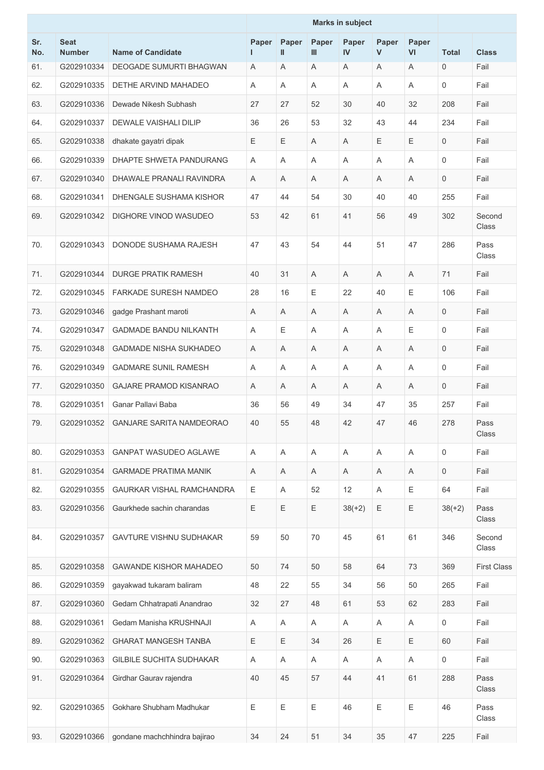| Sr. No. | Seat Number | Name of Candidate | Marks in subject | | | | | | Total | Class |
|---|---|---|---|---|---|---|---|---|---|---|
| | | | Paper I | Paper II | Paper III | Paper IV | Paper V | Paper VI | | |
| 61. | G202910334 | DEOGADE SUMURTI BHAGWAN | A | A | A | A | A | A | 0 | Fail |
| 62. | G202910335 | DETHE ARVIND MAHADEO | A | A | A | A | A | A | 0 | Fail |
| 63. | G202910336 | Dewade Nikesh Subhash | 27 | 27 | 52 | 30 | 40 | 32 | 208 | Fail |
| 64. | G202910337 | DEWALE VAISHALI DILIP | 36 | 26 | 53 | 32 | 43 | 44 | 234 | Fail |
| 65. | G202910338 | dhakate gayatri dipak | E | E | A | A | E | E | 0 | Fail |
| 66. | G202910339 | DHAPTE SHWETA PANDURANG | A | A | A | A | A | A | 0 | Fail |
| 67. | G202910340 | DHAWALE PRANALI RAVINDRA | A | A | A | A | A | A | 0 | Fail |
| 68. | G202910341 | DHENGALE SUSHAMA KISHOR | 47 | 44 | 54 | 30 | 40 | 40 | 255 | Fail |
| 69. | G202910342 | DIGHORE VINOD WASUDEO | 53 | 42 | 61 | 41 | 56 | 49 | 302 | Second Class |
| 70. | G202910343 | DONODE SUSHAMA RAJESH | 47 | 43 | 54 | 44 | 51 | 47 | 286 | Pass Class |
| 71. | G202910344 | DURGE PRATIK RAMESH | 40 | 31 | A | A | A | A | 71 | Fail |
| 72. | G202910345 | FARKADE SURESH NAMDEO | 28 | 16 | E | 22 | 40 | E | 106 | Fail |
| 73. | G202910346 | gadge Prashant maroti | A | A | A | A | A | A | 0 | Fail |
| 74. | G202910347 | GADMADE BANDU NILKANTH | A | E | A | A | A | E | 0 | Fail |
| 75. | G202910348 | GADMADE NISHA SUKHADEO | A | A | A | A | A | A | 0 | Fail |
| 76. | G202910349 | GADMARE SUNIL RAMESH | A | A | A | A | A | A | 0 | Fail |
| 77. | G202910350 | GAJARE PRAMOD KISANRAO | A | A | A | A | A | A | 0 | Fail |
| 78. | G202910351 | Ganar Pallavi Baba | 36 | 56 | 49 | 34 | 47 | 35 | 257 | Fail |
| 79. | G202910352 | GANJARE SARITA NAMDEORAO | 40 | 55 | 48 | 42 | 47 | 46 | 278 | Pass Class |
| 80. | G202910353 | GANPAT WASUDEO AGLAWE | A | A | A | A | A | A | 0 | Fail |
| 81. | G202910354 | GARMADE PRATIMA MANIK | A | A | A | A | A | A | 0 | Fail |
| 82. | G202910355 | GAURKAR VISHAL RAMCHANDRA | E | A | 52 | 12 | A | E | 64 | Fail |
| 83. | G202910356 | Gaurkhede sachin charandas | E | E | E | 38(+2) | E | E | 38(+2) | Pass Class |
| 84. | G202910357 | GAVTURE VISHNU SUDHAKAR | 59 | 50 | 70 | 45 | 61 | 61 | 346 | Second Class |
| 85. | G202910358 | GAWANDE KISHOR MAHADEO | 50 | 74 | 50 | 58 | 64 | 73 | 369 | First Class |
| 86. | G202910359 | gayakwad tukaram baliram | 48 | 22 | 55 | 34 | 56 | 50 | 265 | Fail |
| 87. | G202910360 | Gedam Chhatrapati Anandrao | 32 | 27 | 48 | 61 | 53 | 62 | 283 | Fail |
| 88. | G202910361 | Gedam Manisha KRUSHNAJI | A | A | A | A | A | A | 0 | Fail |
| 89. | G202910362 | GHARAT MANGESH TANBA | E | E | 34 | 26 | E | E | 60 | Fail |
| 90. | G202910363 | GILBILE SUCHITA SUDHAKAR | A | A | A | A | A | A | 0 | Fail |
| 91. | G202910364 | Girdhar Gaurav rajendra | 40 | 45 | 57 | 44 | 41 | 61 | 288 | Pass Class |
| 92. | G202910365 | Gokhare Shubham Madhukar | E | E | E | 46 | E | E | 46 | Pass Class |
| 93. | G202910366 | gondane machchhindra bajirao | 34 | 24 | 51 | 34 | 35 | 47 | 225 | Fail |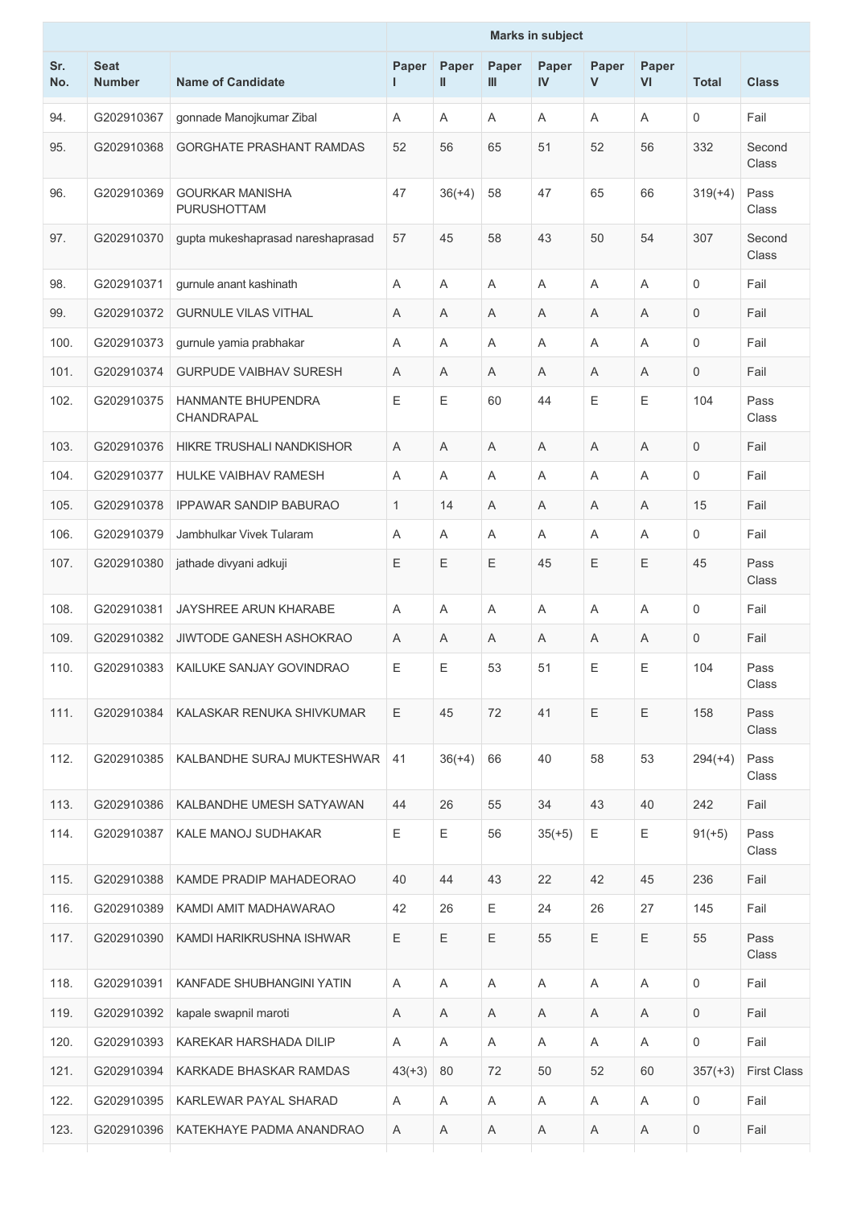| Sr. No. | Seat Number | Name of Candidate | Marks in subject | | | | | | Total | Class |
|---|---|---|---|---|---|---|---|---|---|---|
| | | | Paper I | Paper II | Paper III | Paper IV | Paper V | Paper VI | | |
| 94. | G202910367 | gonnade Manojkumar Zibal | A | A | A | A | A | A | 0 | Fail |
| 95. | G202910368 | GORGHATE PRASHANT RAMDAS | 52 | 56 | 65 | 51 | 52 | 56 | 332 | Second Class |
| 96. | G202910369 | GOURKAR MANISHA PURUSHOTTAM | 47 | 36(+4) | 58 | 47 | 65 | 66 | 319(+4) | Pass Class |
| 97. | G202910370 | gupta mukeshaprasad nareshaprasad | 57 | 45 | 58 | 43 | 50 | 54 | 307 | Second Class |
| 98. | G202910371 | gurnule anant kashinath | A | A | A | A | A | A | 0 | Fail |
| 99. | G202910372 | GURNULE VILAS VITHAL | A | A | A | A | A | A | 0 | Fail |
| 100. | G202910373 | gurnule yamia prabhakar | A | A | A | A | A | A | 0 | Fail |
| 101. | G202910374 | GURPUDE VAIBHAV SURESH | A | A | A | A | A | A | 0 | Fail |
| 102. | G202910375 | HANMANTE BHUPENDRA CHANDRAPAL | E | E | 60 | 44 | E | E | 104 | Pass Class |
| 103. | G202910376 | HIKRE TRUSHALI NANDKISHOR | A | A | A | A | A | A | 0 | Fail |
| 104. | G202910377 | HULKE VAIBHAV RAMESH | A | A | A | A | A | A | 0 | Fail |
| 105. | G202910378 | IPPAWAR SANDIP BABURAO | 1 | 14 | A | A | A | A | 15 | Fail |
| 106. | G202910379 | Jambhulkar Vivek Tularam | A | A | A | A | A | A | 0 | Fail |
| 107. | G202910380 | jathade divyani adkuji | E | E | E | 45 | E | E | 45 | Pass Class |
| 108. | G202910381 | JAYSHREE ARUN KHARABE | A | A | A | A | A | A | 0 | Fail |
| 109. | G202910382 | JIWTODE GANESH ASHOKRAO | A | A | A | A | A | A | 0 | Fail |
| 110. | G202910383 | KAILUKE SANJAY GOVINDRAO | E | E | 53 | 51 | E | E | 104 | Pass Class |
| 111. | G202910384 | KALASKAR RENUKA SHIVKUMAR | E | 45 | 72 | 41 | E | E | 158 | Pass Class |
| 112. | G202910385 | KALBANDHE SURAJ MUKTESHWAR | 41 | 36(+4) | 66 | 40 | 58 | 53 | 294(+4) | Pass Class |
| 113. | G202910386 | KALBANDHE UMESH SATYAWAN | 44 | 26 | 55 | 34 | 43 | 40 | 242 | Fail |
| 114. | G202910387 | KALE MANOJ SUDHAKAR | E | E | 56 | 35(+5) | E | E | 91(+5) | Pass Class |
| 115. | G202910388 | KAMDE PRADIP MAHADEORAO | 40 | 44 | 43 | 22 | 42 | 45 | 236 | Fail |
| 116. | G202910389 | KAMDI AMIT MADHAWARAO | 42 | 26 | E | 24 | 26 | 27 | 145 | Fail |
| 117. | G202910390 | KAMDI HARIKRUSHNA ISHWAR | E | E | E | 55 | E | E | 55 | Pass Class |
| 118. | G202910391 | KANFADE SHUBHANGINI YATIN | A | A | A | A | A | A | 0 | Fail |
| 119. | G202910392 | kapale swapnil maroti | A | A | A | A | A | A | 0 | Fail |
| 120. | G202910393 | KAREKAR HARSHADA DILIP | A | A | A | A | A | A | 0 | Fail |
| 121. | G202910394 | KARKADE BHASKAR RAMDAS | 43(+3) | 80 | 72 | 50 | 52 | 60 | 357(+3) | First Class |
| 122. | G202910395 | KARLEWAR PAYAL SHARAD | A | A | A | A | A | A | 0 | Fail |
| 123. | G202910396 | KATEKHAYE PADMA ANANDRAO | A | A | A | A | A | A | 0 | Fail |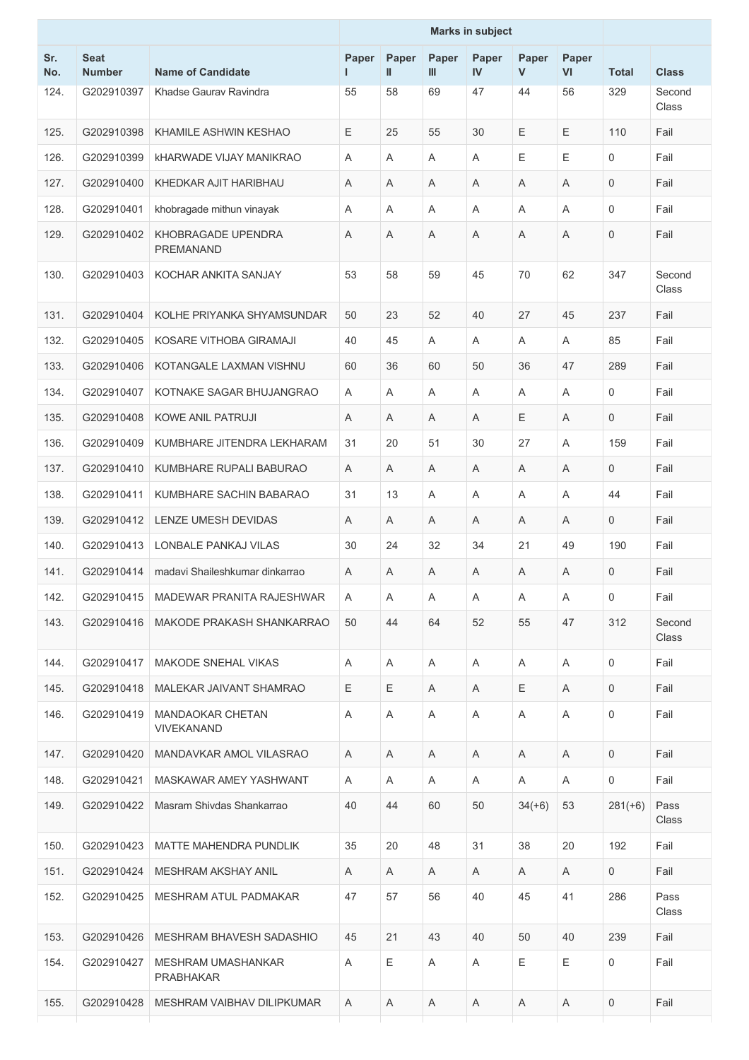| Sr. No. | Seat Number | Name of Candidate | Marks in subject | | | | | | Total | Class |
|---|---|---|---|---|---|---|---|---|---|---|
| | | | Paper I | Paper II | Paper III | Paper IV | Paper V | Paper VI | | |
| 124. | G202910397 | Khadse Gaurav Ravindra | 55 | 58 | 69 | 47 | 44 | 56 | 329 | Second Class |
| 125. | G202910398 | KHAMILE ASHWIN KESHAO | E | 25 | 55 | 30 | E | E | 110 | Fail |
| 126. | G202910399 | kHARWADE VIJAY MANIKRAO | A | A | A | A | E | E | 0 | Fail |
| 127. | G202910400 | KHEDKAR AJIT HARIBHAU | A | A | A | A | A | A | 0 | Fail |
| 128. | G202910401 | khobragade mithun vinayak | A | A | A | A | A | A | 0 | Fail |
| 129. | G202910402 | KHOBRAGADE UPENDRA PREMANAND | A | A | A | A | A | A | 0 | Fail |
| 130. | G202910403 | KOCHAR ANKITA SANJAY | 53 | 58 | 59 | 45 | 70 | 62 | 347 | Second Class |
| 131. | G202910404 | KOLHE PRIYANKA SHYAMSUNDAR | 50 | 23 | 52 | 40 | 27 | 45 | 237 | Fail |
| 132. | G202910405 | KOSARE VITHOBA GIRAMAJI | 40 | 45 | A | A | A | A | 85 | Fail |
| 133. | G202910406 | KOTANGALE LAXMAN VISHNU | 60 | 36 | 60 | 50 | 36 | 47 | 289 | Fail |
| 134. | G202910407 | KOTNAKE SAGAR BHUJANGRAO | A | A | A | A | A | A | 0 | Fail |
| 135. | G202910408 | KOWE ANIL PATRUJI | A | A | A | A | E | A | 0 | Fail |
| 136. | G202910409 | KUMBHARE JITENDRA LEKHARAM | 31 | 20 | 51 | 30 | 27 | A | 159 | Fail |
| 137. | G202910410 | KUMBHARE RUPALI BABURAO | A | A | A | A | A | A | 0 | Fail |
| 138. | G202910411 | KUMBHARE SACHIN BABARAO | 31 | 13 | A | A | A | A | 44 | Fail |
| 139. | G202910412 | LENZE UMESH DEVIDAS | A | A | A | A | A | A | 0 | Fail |
| 140. | G202910413 | LONBALE PANKAJ VILAS | 30 | 24 | 32 | 34 | 21 | 49 | 190 | Fail |
| 141. | G202910414 | madavi Shaileshkumar dinkarrao | A | A | A | A | A | A | 0 | Fail |
| 142. | G202910415 | MADEWAR PRANITA RAJESHWAR | A | A | A | A | A | A | 0 | Fail |
| 143. | G202910416 | MAKODE PRAKASH SHANKARRAO | 50 | 44 | 64 | 52 | 55 | 47 | 312 | Second Class |
| 144. | G202910417 | MAKODE SNEHAL VIKAS | A | A | A | A | A | A | 0 | Fail |
| 145. | G202910418 | MALEKAR JAIVANT SHAMRAO | E | E | A | A | E | A | 0 | Fail |
| 146. | G202910419 | MANDAOKAR CHETAN VIVEKANAND | A | A | A | A | A | A | 0 | Fail |
| 147. | G202910420 | MANDAVKAR AMOL VILASRAO | A | A | A | A | A | A | 0 | Fail |
| 148. | G202910421 | MASKAWAR AMEY YASHWANT | A | A | A | A | A | A | 0 | Fail |
| 149. | G202910422 | Masram Shivdas Shankarrao | 40 | 44 | 60 | 50 | 34(+6) | 53 | 281(+6) | Pass Class |
| 150. | G202910423 | MATTE MAHENDRA PUNDLIK | 35 | 20 | 48 | 31 | 38 | 20 | 192 | Fail |
| 151. | G202910424 | MESHRAM AKSHAY ANIL | A | A | A | A | A | A | 0 | Fail |
| 152. | G202910425 | MESHRAM ATUL PADMAKAR | 47 | 57 | 56 | 40 | 45 | 41 | 286 | Pass Class |
| 153. | G202910426 | MESHRAM BHAVESH SADASHIO | 45 | 21 | 43 | 40 | 50 | 40 | 239 | Fail |
| 154. | G202910427 | MESHRAM UMASHANKAR PRABHAKAR | A | E | A | A | E | E | 0 | Fail |
| 155. | G202910428 | MESHRAM VAIBHAV DILIPKUMAR | A | A | A | A | A | A | 0 | Fail |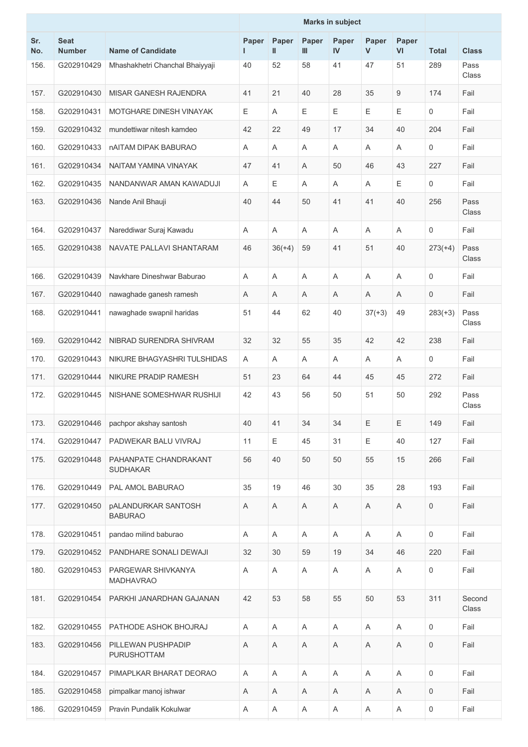| Sr. No. | Seat Number | Name of Candidate | Marks in subject | | | | | | Total | Class |
|---|---|---|---|---|---|---|---|---|---|---|
| | | | Paper I | Paper II | Paper III | Paper IV | Paper V | Paper VI | | |
| 156. | G202910429 | Mhashakhetri Chanchal Bhaiyyaji | 40 | 52 | 58 | 41 | 47 | 51 | 289 | Pass Class |
| 157. | G202910430 | MISAR GANESH RAJENDRA | 41 | 21 | 40 | 28 | 35 | 9 | 174 | Fail |
| 158. | G202910431 | MOTGHARE DINESH VINAYAK | E | A | E | E | E | E | 0 | Fail |
| 159. | G202910432 | mundettiwar nitesh kamdeo | 42 | 22 | 49 | 17 | 34 | 40 | 204 | Fail |
| 160. | G202910433 | nAITAM DIPAK BABURAO | A | A | A | A | A | A | 0 | Fail |
| 161. | G202910434 | NAITAM YAMINA VINAYAK | 47 | 41 | A | 50 | 46 | 43 | 227 | Fail |
| 162. | G202910435 | NANDANWAR AMAN KAWADUJI | A | E | A | A | A | E | 0 | Fail |
| 163. | G202910436 | Nande Anil Bhauji | 40 | 44 | 50 | 41 | 41 | 40 | 256 | Pass Class |
| 164. | G202910437 | Nareddiwar Suraj Kawadu | A | A | A | A | A | A | 0 | Fail |
| 165. | G202910438 | NAVATE PALLAVI SHANTARAM | 46 | 36(+4) | 59 | 41 | 51 | 40 | 273(+4) | Pass Class |
| 166. | G202910439 | Navkhare Dineshwar Baburao | A | A | A | A | A | A | 0 | Fail |
| 167. | G202910440 | nawaghade ganesh ramesh | A | A | A | A | A | A | 0 | Fail |
| 168. | G202910441 | nawaghade swapnil haridas | 51 | 44 | 62 | 40 | 37(+3) | 49 | 283(+3) | Pass Class |
| 169. | G202910442 | NIBRAD SURENDRA SHIVRAM | 32 | 32 | 55 | 35 | 42 | 42 | 238 | Fail |
| 170. | G202910443 | NIKURE BHAGYASHRI TULSHIDAS | A | A | A | A | A | A | 0 | Fail |
| 171. | G202910444 | NIKURE PRADIP RAMESH | 51 | 23 | 64 | 44 | 45 | 45 | 272 | Fail |
| 172. | G202910445 | NISHANE SOMESHWAR RUSHIJI | 42 | 43 | 56 | 50 | 51 | 50 | 292 | Pass Class |
| 173. | G202910446 | pachpor akshay santosh | 40 | 41 | 34 | 34 | E | E | 149 | Fail |
| 174. | G202910447 | PADWEKAR BALU VIVRAJ | 11 | E | 45 | 31 | E | 40 | 127 | Fail |
| 175. | G202910448 | PAHANPATE CHANDRAKANT SUDHAKAR | 56 | 40 | 50 | 50 | 55 | 15 | 266 | Fail |
| 176. | G202910449 | PAL AMOL BABURAO | 35 | 19 | 46 | 30 | 35 | 28 | 193 | Fail |
| 177. | G202910450 | pALANDURKAR SANTOSH BABURAO | A | A | A | A | A | A | 0 | Fail |
| 178. | G202910451 | pandao milind baburao | A | A | A | A | A | A | 0 | Fail |
| 179. | G202910452 | PANDHARE SONALI DEWAJI | 32 | 30 | 59 | 19 | 34 | 46 | 220 | Fail |
| 180. | G202910453 | PARGEWAR SHIVKANYA MADHAVRAO | A | A | A | A | A | A | 0 | Fail |
| 181. | G202910454 | PARKHI JANARDHAN GAJANAN | 42 | 53 | 58 | 55 | 50 | 53 | 311 | Second Class |
| 182. | G202910455 | PATHODE ASHOK BHOJRAJ | A | A | A | A | A | A | 0 | Fail |
| 183. | G202910456 | PILLEWAN PUSHPADIP PURUSHOTTAM | A | A | A | A | A | A | 0 | Fail |
| 184. | G202910457 | PIMAPLKAR BHARAT DEORAO | A | A | A | A | A | A | 0 | Fail |
| 185. | G202910458 | pimpalkar manoj ishwar | A | A | A | A | A | A | 0 | Fail |
| 186. | G202910459 | Pravin Pundalik Kokulwar | A | A | A | A | A | A | 0 | Fail |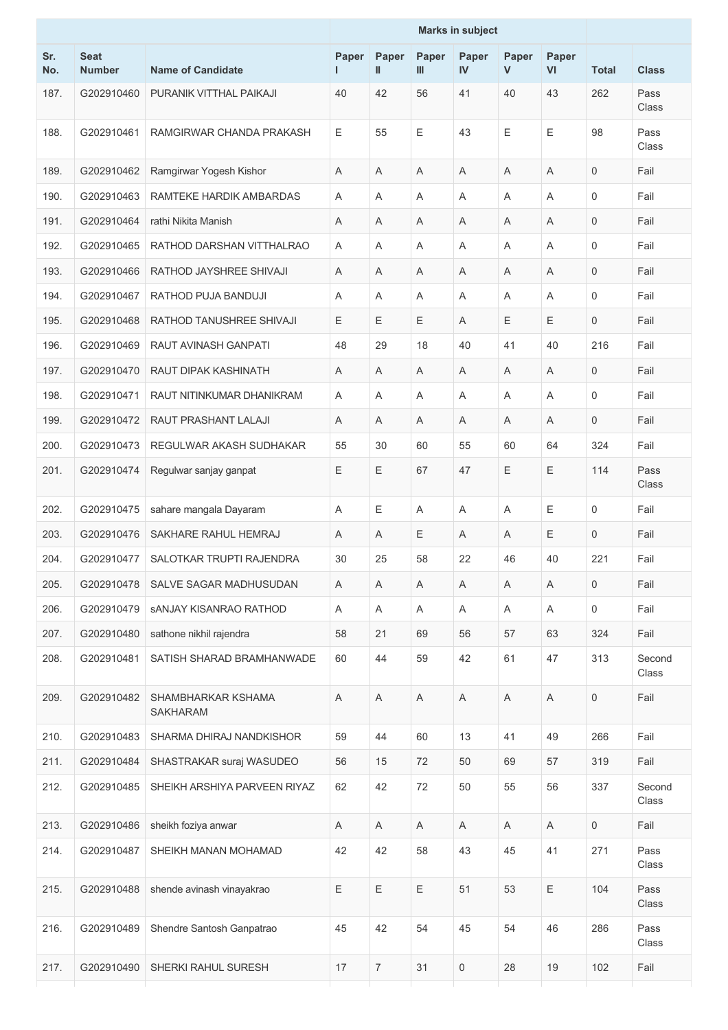| Sr. No. | Seat Number | Name of Candidate | Marks in subject | | | | | | Total | Class |
|---|---|---|---|---|---|---|---|---|---|---|
| | | | Paper I | Paper II | Paper III | Paper IV | Paper V | Paper VI | | |
| 187. | G202910460 | PURANIK VITTHAL PAIKAJI | 40 | 42 | 56 | 41 | 40 | 43 | 262 | Pass Class |
| 188. | G202910461 | RAMGIRWAR CHANDA PRAKASH | E | 55 | E | 43 | E | E | 98 | Pass Class |
| 189. | G202910462 | Ramgirwar Yogesh Kishor | A | A | A | A | A | A | 0 | Fail |
| 190. | G202910463 | RAMTEKE HARDIK AMBARDAS | A | A | A | A | A | A | 0 | Fail |
| 191. | G202910464 | rathi Nikita Manish | A | A | A | A | A | A | 0 | Fail |
| 192. | G202910465 | RATHOD DARSHAN VITTHALRAO | A | A | A | A | A | A | 0 | Fail |
| 193. | G202910466 | RATHOD JAYSHREE SHIVAJI | A | A | A | A | A | A | 0 | Fail |
| 194. | G202910467 | RATHOD PUJA BANDUJI | A | A | A | A | A | A | 0 | Fail |
| 195. | G202910468 | RATHOD TANUSHREE SHIVAJI | E | E | E | A | E | E | 0 | Fail |
| 196. | G202910469 | RAUT AVINASH GANPATI | 48 | 29 | 18 | 40 | 41 | 40 | 216 | Fail |
| 197. | G202910470 | RAUT DIPAK KASHINATH | A | A | A | A | A | A | 0 | Fail |
| 198. | G202910471 | RAUT NITINKUMAR DHANIKRAM | A | A | A | A | A | A | 0 | Fail |
| 199. | G202910472 | RAUT PRASHANT LALAJI | A | A | A | A | A | A | 0 | Fail |
| 200. | G202910473 | REGULWAR AKASH SUDHAKAR | 55 | 30 | 60 | 55 | 60 | 64 | 324 | Fail |
| 201. | G202910474 | Regulwar sanjay ganpat | E | E | 67 | 47 | E | E | 114 | Pass Class |
| 202. | G202910475 | sahare mangala Dayaram | A | E | A | A | A | E | 0 | Fail |
| 203. | G202910476 | SAKHARE RAHUL HEMRAJ | A | A | E | A | A | E | 0 | Fail |
| 204. | G202910477 | SALOTKAR TRUPTI RAJENDRA | 30 | 25 | 58 | 22 | 46 | 40 | 221 | Fail |
| 205. | G202910478 | SALVE SAGAR MADHUSUDAN | A | A | A | A | A | A | 0 | Fail |
| 206. | G202910479 | sANJAY KISANRAO RATHOD | A | A | A | A | A | A | 0 | Fail |
| 207. | G202910480 | sathone nikhil rajendra | 58 | 21 | 69 | 56 | 57 | 63 | 324 | Fail |
| 208. | G202910481 | SATISH SHARAD BRAMHANWADE | 60 | 44 | 59 | 42 | 61 | 47 | 313 | Second Class |
| 209. | G202910482 | SHAMBHARKAR KSHAMA SAKHARAM | A | A | A | A | A | A | 0 | Fail |
| 210. | G202910483 | SHARMA DHIRAJ NANDKISHOR | 59 | 44 | 60 | 13 | 41 | 49 | 266 | Fail |
| 211. | G202910484 | SHASTRAKAR suraj WASUDEO | 56 | 15 | 72 | 50 | 69 | 57 | 319 | Fail |
| 212. | G202910485 | SHEIKH ARSHIYA PARVEEN RIYAZ | 62 | 42 | 72 | 50 | 55 | 56 | 337 | Second Class |
| 213. | G202910486 | sheikh foziya anwar | A | A | A | A | A | A | 0 | Fail |
| 214. | G202910487 | SHEIKH MANAN MOHAMAD | 42 | 42 | 58 | 43 | 45 | 41 | 271 | Pass Class |
| 215. | G202910488 | shende avinash vinayakrao | E | E | E | 51 | 53 | E | 104 | Pass Class |
| 216. | G202910489 | Shendre Santosh Ganpatrao | 45 | 42 | 54 | 45 | 54 | 46 | 286 | Pass Class |
| 217. | G202910490 | SHERKI RAHUL SURESH | 17 | 7 | 31 | 0 | 28 | 19 | 102 | Fail |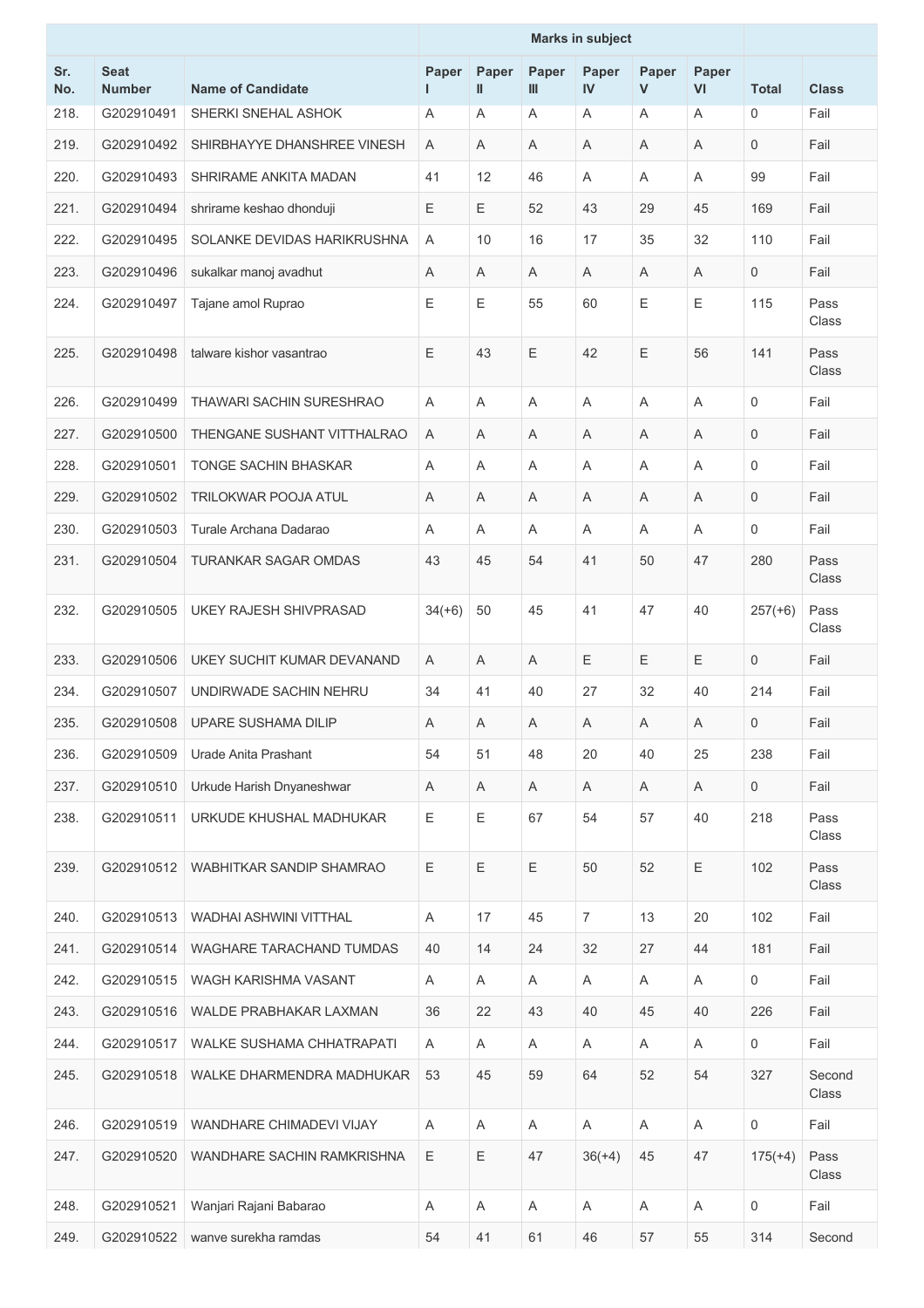| Sr. No. | Seat Number | Name of Candidate | Marks in subject | | | | | | Total | Class |
|---|---|---|---|---|---|---|---|---|---|---|
| | | | Paper I | Paper II | Paper III | Paper IV | Paper V | Paper VI | | |
| 218. | G202910491 | SHERKI SNEHAL ASHOK | A | A | A | A | A | A | 0 | Fail |
| 219. | G202910492 | SHIRBHAYYE DHANSHREE VINESH | A | A | A | A | A | A | 0 | Fail |
| 220. | G202910493 | SHRIRAME ANKITA MADAN | 41 | 12 | 46 | A | A | A | 99 | Fail |
| 221. | G202910494 | shrirame keshao dhonduji | E | E | 52 | 43 | 29 | 45 | 169 | Fail |
| 222. | G202910495 | SOLANKE DEVIDAS HARIKRUSHNA | A | 10 | 16 | 17 | 35 | 32 | 110 | Fail |
| 223. | G202910496 | sukalkar manoj avadhut | A | A | A | A | A | A | 0 | Fail |
| 224. | G202910497 | Tajane amol Ruprao | E | E | 55 | 60 | E | E | 115 | Pass Class |
| 225. | G202910498 | talware kishor vasantrao | E | 43 | E | 42 | E | 56 | 141 | Pass Class |
| 226. | G202910499 | THAWARI SACHIN SURESHRAO | A | A | A | A | A | A | 0 | Fail |
| 227. | G202910500 | THENGANE SUSHANT VITTHALRAO | A | A | A | A | A | A | 0 | Fail |
| 228. | G202910501 | TONGE SACHIN BHASKAR | A | A | A | A | A | A | 0 | Fail |
| 229. | G202910502 | TRILOKWAR POOJA ATUL | A | A | A | A | A | A | 0 | Fail |
| 230. | G202910503 | Turale Archana Dadarao | A | A | A | A | A | A | 0 | Fail |
| 231. | G202910504 | TURANKAR SAGAR OMDAS | 43 | 45 | 54 | 41 | 50 | 47 | 280 | Pass Class |
| 232. | G202910505 | UKEY RAJESH SHIVPRASAD | 34(+6) | 50 | 45 | 41 | 47 | 40 | 257(+6) | Pass Class |
| 233. | G202910506 | UKEY SUCHIT KUMAR DEVANAND | A | A | A | E | E | E | 0 | Fail |
| 234. | G202910507 | UNDIRWADE SACHIN NEHRU | 34 | 41 | 40 | 27 | 32 | 40 | 214 | Fail |
| 235. | G202910508 | UPARE SUSHAMA DILIP | A | A | A | A | A | A | 0 | Fail |
| 236. | G202910509 | Urade Anita Prashant | 54 | 51 | 48 | 20 | 40 | 25 | 238 | Fail |
| 237. | G202910510 | Urkude Harish Dnyaneshwar | A | A | A | A | A | A | 0 | Fail |
| 238. | G202910511 | URKUDE KHUSHAL MADHUKAR | E | E | 67 | 54 | 57 | 40 | 218 | Pass Class |
| 239. | G202910512 | WABHITKAR SANDIP SHAMRAO | E | E | E | 50 | 52 | E | 102 | Pass Class |
| 240. | G202910513 | WADHAI ASHWINI VITTHAL | A | 17 | 45 | 7 | 13 | 20 | 102 | Fail |
| 241. | G202910514 | WAGHARE TARACHAND TUMDAS | 40 | 14 | 24 | 32 | 27 | 44 | 181 | Fail |
| 242. | G202910515 | WAGH KARISHMA VASANT | A | A | A | A | A | A | 0 | Fail |
| 243. | G202910516 | WALDE PRABHAKAR LAXMAN | 36 | 22 | 43 | 40 | 45 | 40 | 226 | Fail |
| 244. | G202910517 | WALKE SUSHAMA CHHATRAPATI | A | A | A | A | A | A | 0 | Fail |
| 245. | G202910518 | WALKE DHARMENDRA MADHUKAR | 53 | 45 | 59 | 64 | 52 | 54 | 327 | Second Class |
| 246. | G202910519 | WANDHARE CHIMADEVI VIJAY | A | A | A | A | A | A | 0 | Fail |
| 247. | G202910520 | WANDHARE SACHIN RAMKRISHNA | E | E | 47 | 36(+4) | 45 | 47 | 175(+4) | Pass Class |
| 248. | G202910521 | Wanjari Rajani Babarao | A | A | A | A | A | A | 0 | Fail |
| 249. | G202910522 | wanve surekha ramdas | 54 | 41 | 61 | 46 | 57 | 55 | 314 | Second |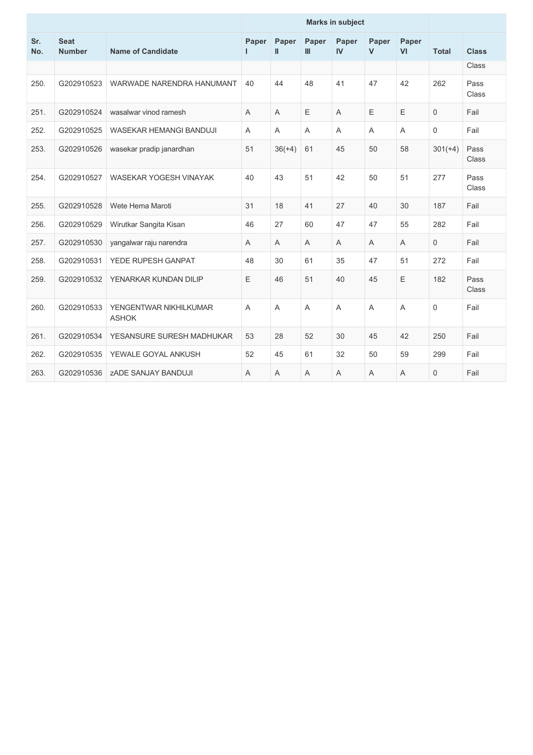| | | | Marks in subject | | | | | | | |
|---|---|---|---|---|---|---|---|---|---|---|
| Sr. No. | Seat Number | Name of Candidate | Paper I | Paper II | Paper III | Paper IV | Paper V | Paper VI | Total | Class |
| | | | | | | | | | | Class |
| 250. | G202910523 | WARWADE NARENDRA HANUMANT | 40 | 44 | 48 | 41 | 47 | 42 | 262 | Pass Class |
| 251. | G202910524 | wasalwar vinod ramesh | A | A | E | A | E | E | 0 | Fail |
| 252. | G202910525 | WASEKAR HEMANGI BANDUJI | A | A | A | A | A | A | 0 | Fail |
| 253. | G202910526 | wasekar pradip janardhan | 51 | 36(+4) | 61 | 45 | 50 | 58 | 301(+4) | Pass Class |
| 254. | G202910527 | WASEKAR YOGESH VINAYAK | 40 | 43 | 51 | 42 | 50 | 51 | 277 | Pass Class |
| 255. | G202910528 | Wete Hema Maroti | 31 | 18 | 41 | 27 | 40 | 30 | 187 | Fail |
| 256. | G202910529 | Wirutkar Sangita Kisan | 46 | 27 | 60 | 47 | 47 | 55 | 282 | Fail |
| 257. | G202910530 | yangalwar raju narendra | A | A | A | A | A | A | 0 | Fail |
| 258. | G202910531 | YEDE RUPESH GANPAT | 48 | 30 | 61 | 35 | 47 | 51 | 272 | Fail |
| 259. | G202910532 | YENARKAR KUNDAN DILIP | E | 46 | 51 | 40 | 45 | E | 182 | Pass Class |
| 260. | G202910533 | YENGENTWAR NIKHILKUMAR ASHOK | A | A | A | A | A | A | 0 | Fail |
| 261. | G202910534 | YESANSURE SURESH MADHUKAR | 53 | 28 | 52 | 30 | 45 | 42 | 250 | Fail |
| 262. | G202910535 | YEWALE GOYAL ANKUSH | 52 | 45 | 61 | 32 | 50 | 59 | 299 | Fail |
| 263. | G202910536 | zADE SANJAY BANDUJI | A | A | A | A | A | A | 0 | Fail |